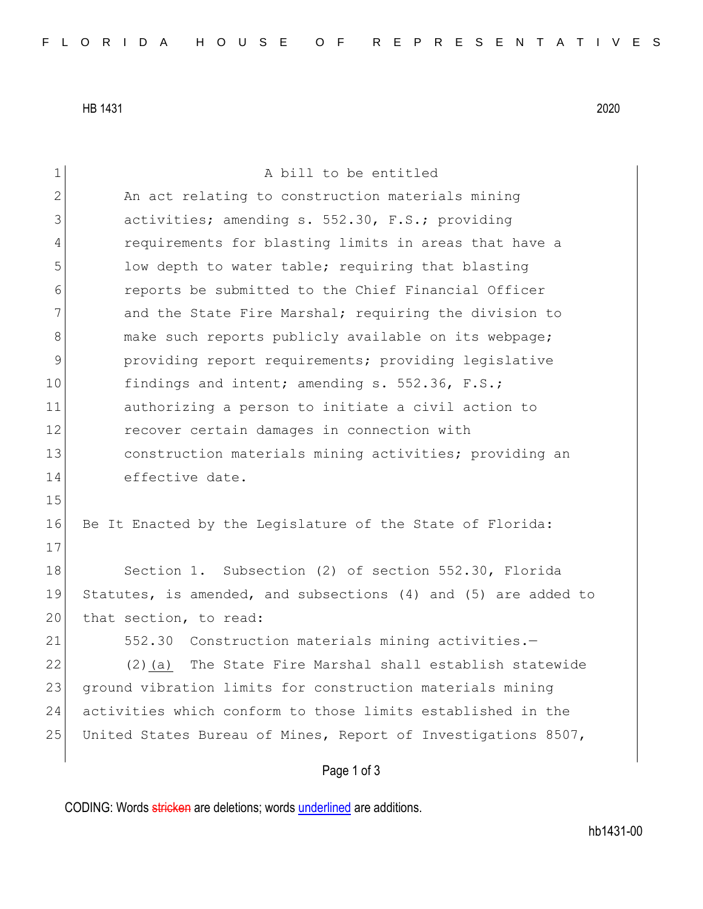HB 1431 2020

A bill to be entitled

An act relating to construction materials mining activities; amending s. 552.30, F.S.; providing requirements for blasting limits in areas that have a low depth to water table; requiring that blasting reports be submitted to the Chief Financial Officer and the State Fire Marshal; requiring the division to make such reports publicly available on its webpage; providing report requirements; providing legislative findings and intent; amending s. 552.36, F.S.; authorizing a person to initiate a civil action to recover certain damages in connection with construction materials mining activities; providing an effective date.

Be It Enacted by the Legislature of the State of Florida:

Section 1. Subsection (2) of section 552.30, Florida Statutes, is amended, and subsections (4) and (5) are added to that section, to read:

552.30 Construction materials mining activities.—

(2)(a) The State Fire Marshal shall establish statewide ground vibration limits for construction materials mining activities which conform to those limits established in the United States Bureau of Mines, Report of Investigations 8507,

CODING: Words ~~stricken~~ are deletions; words <u>underlined</u> are additions.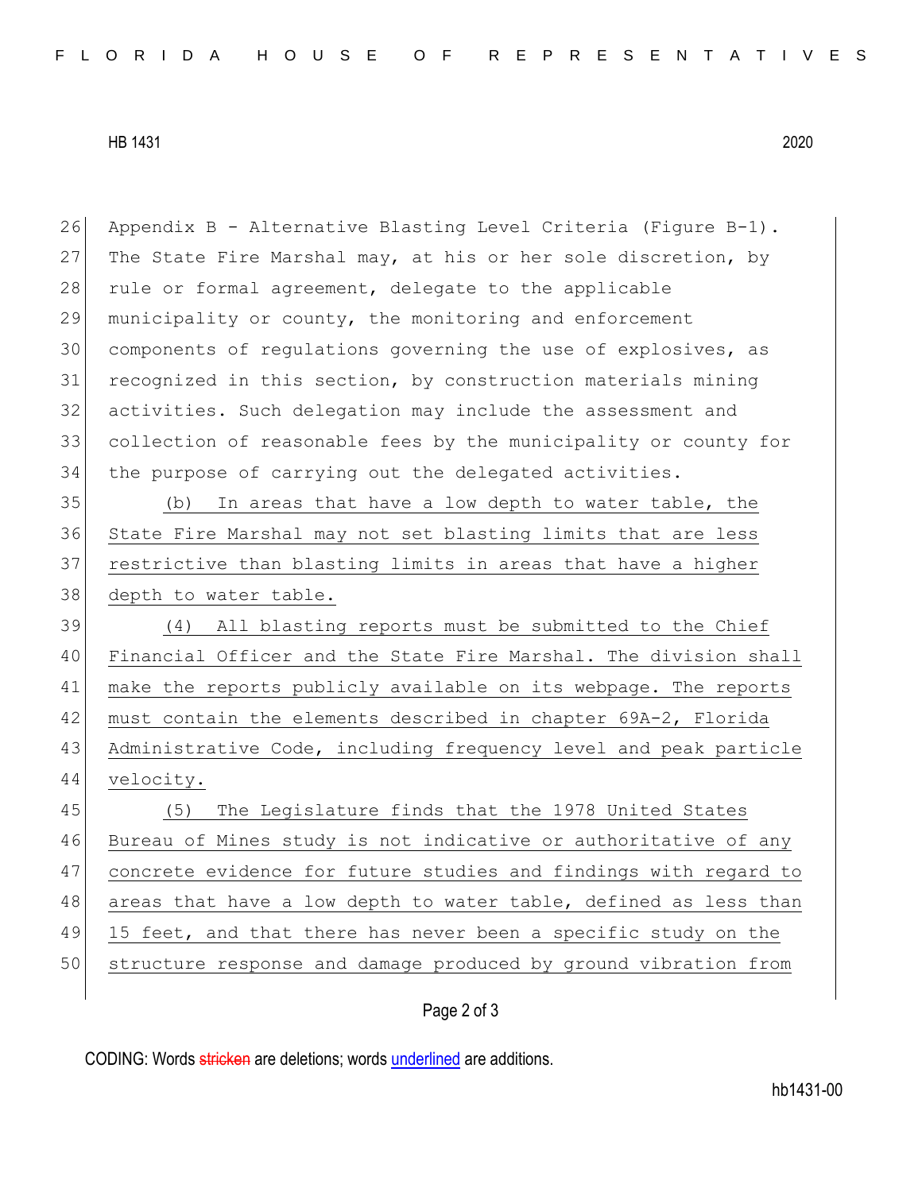Appendix B - Alternative Blasting Level Criteria (Figure B-1). The State Fire Marshal may, at his or her sole discretion, by rule or formal agreement, delegate to the applicable municipality or county, the monitoring and enforcement components of regulations governing the use of explosives, as recognized in this section, by construction materials mining activities. Such delegation may include the assessment and collection of reasonable fees by the municipality or county for the purpose of carrying out the delegated activities.

(b) In areas that have a low depth to water table, the State Fire Marshal may not set blasting limits that are less restrictive than blasting limits in areas that have a higher depth to water table.

(4) All blasting reports must be submitted to the Chief Financial Officer and the State Fire Marshal. The division shall make the reports publicly available on its webpage. The reports must contain the elements described in chapter 69A-2, Florida Administrative Code, including frequency level and peak particle velocity.

(5) The Legislature finds that the 1978 United States Bureau of Mines study is not indicative or authoritative of any concrete evidence for future studies and findings with regard to areas that have a low depth to water table, defined as less than 15 feet, and that there has never been a specific study on the structure response and damage produced by ground vibration from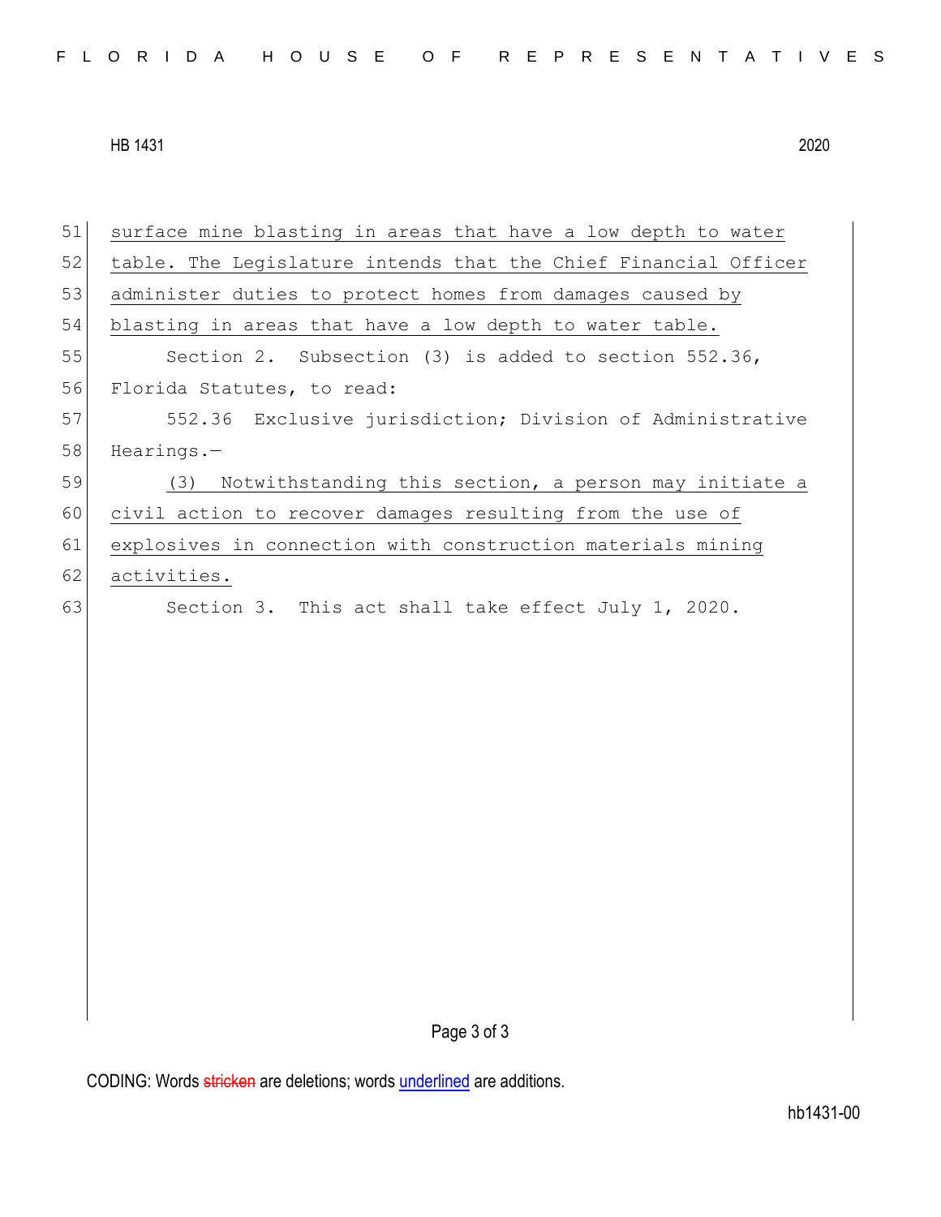51 surface mine blasting in areas that have a low depth to water
52 table. The Legislature intends that the Chief Financial Officer
53 administer duties to protect homes from damages caused by
54 blasting in areas that have a low depth to water table.

55 Section 2. Subsection (3) is added to section 552.36,
56 Florida Statutes, to read:

57 552.36 Exclusive jurisdiction; Division of Administrative
58 Hearings.—

59 (3) Notwithstanding this section, a person may initiate a
60 civil action to recover damages resulting from the use of
61 explosives in connection with construction materials mining
62 activities.

63 Section 3. This act shall take effect July 1, 2020.

CODING: Words stricken are deletions; words underlined are additions.